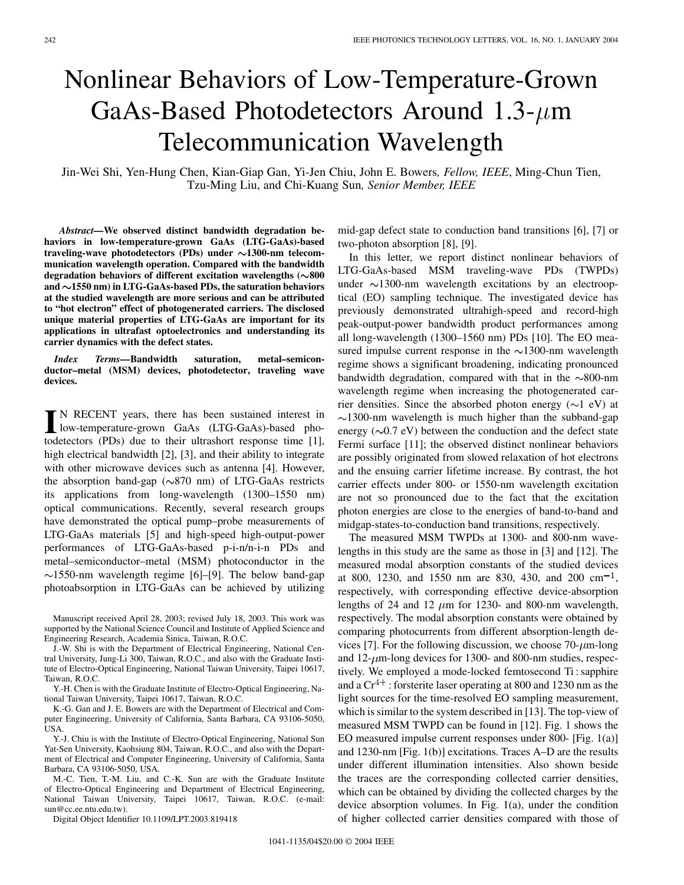# Nonlinear Behaviors of Low-Temperature-Grown GaAs-Based Photodetectors Around 1.3-$\mu$m Telecommunication Wavelength

Jin-Wei Shi, Yen-Hung Chen, Kian-Giap Gan, Yi-Jen Chiu, John E. Bowers, *Fellow, IEEE*, Ming-Chun Tien, Tzu-Ming Liu, and Chi-Kuang Sun, *Senior Member, IEEE*

***Abstract*—We observed distinct bandwidth degradation behaviors in low-temperature-grown GaAs (LTG-GaAs)-based traveling-wave photodetectors (PDs) under ~1300-nm telecommunication wavelength operation. Compared with the bandwidth degradation behaviors of different excitation wavelengths (~800 and ~1550 nm) in LTG-GaAs-based PDs, the saturation behaviors at the studied wavelength are more serious and can be attributed to "hot electron" effect of photogenerated carriers. The disclosed unique material properties of LTG-GaAs are important for its applications in ultrafast optoelectronics and understanding its carrier dynamics with the defect states.**

***Index Terms*—Bandwidth saturation, metal–semiconductor–metal (MSM) devices, photodetector, traveling wave devices.**

IN RECENT years, there has been sustained interest in low-temperature-grown GaAs (LTG-GaAs)-based photodetectors (PDs) due to their ultrashort response time [1], high electrical bandwidth [2], [3], and their ability to integrate with other microwave devices such as antenna [4]. However, the absorption band-gap (~870 nm) of LTG-GaAs restricts its applications from long-wavelength (1300–1550 nm) optical communications. Recently, several research groups have demonstrated the optical pump–probe measurements of LTG-GaAs materials [5] and high-speed high-output-power performances of LTG-GaAs-based p-i-n/n-i-n PDs and metal–semiconductor–metal (MSM) photoconductor in the ~1550-nm wavelength regime [6]–[9]. The below band-gap photoabsorption in LTG-GaAs can be achieved by utilizing mid-gap defect state to conduction band transitions [6], [7] or two-photon absorption [8], [9].

In this letter, we report distinct nonlinear behaviors of LTG-GaAs-based MSM traveling-wave PDs (TWPDs) under ~1300-nm wavelength excitations by an electrooptical (EO) sampling technique. The investigated device has previously demonstrated ultrahigh-speed and record-high peak-output-power bandwidth product performances among all long-wavelength (1300–1560 nm) PDs [10]. The EO measured impulse current response in the ~1300-nm wavelength regime shows a significant broadening, indicating pronounced bandwidth degradation, compared with that in the ~800-nm wavelength regime when increasing the photogenerated carrier densities. Since the absorbed photon energy (~1 eV) at ~1300-nm wavelength is much higher than the subband-gap energy (~0.7 eV) between the conduction and the defect state Fermi surface [11]; the observed distinct nonlinear behaviors are possibly originated from slowed relaxation of hot electrons and the ensuing carrier lifetime increase. By contrast, the hot carrier effects under 800- or 1550-nm wavelength excitation are not so pronounced due to the fact that the excitation photon energies are close to the energies of band-to-band and midgap-states-to-conduction band transitions, respectively.

The measured MSM TWPDs at 1300- and 800-nm wavelengths in this study are the same as those in [3] and [12]. The measured modal absorption constants of the studied devices at 800, 1230, and 1550 nm are 830, 430, and 200 cm$^{-1}$, respectively, with corresponding effective device-absorption lengths of 24 and 12 $\mu$m for 1230- and 800-nm wavelength, respectively. The modal absorption constants were obtained by comparing photocurrents from different absorption-length devices [7]. For the following discussion, we choose 70-$\mu$m-long and 12-$\mu$m-long devices for 1300- and 800-nm studies, respectively. We employed a mode-locked femtosecond Ti : sapphire and a $Cr^{4+}$ : forsterite laser operating at 800 and 1230 nm as the light sources for the time-resolved EO sampling measurement, which is similar to the system described in [13]. The top-view of measured MSM TWPD can be found in [12]. Fig. 1 shows the EO measured impulse current responses under 800- [Fig. 1(a)] and 1230-nm [Fig. 1(b)] excitations. Traces A–D are the results under different illumination intensities. Also shown beside the traces are the corresponding collected carrier densities, which can be obtained by dividing the collected charges by the device absorption volumes. In Fig. 1(a), under the condition of higher collected carrier densities compared with those of

Manuscript received April 28, 2003; revised July 18, 2003. This work was supported by the National Science Council and Institute of Applied Science and Engineering Research, Academia Sinica, Taiwan, R.O.C.

J.-W. Shi is with the Department of Electrical Engineering, National Central University, Jung-Li 300, Taiwan, R.O.C., and also with the Graduate Institute of Electro-Optical Engineering, National Taiwan University, Taipei 10617, Taiwan, R.O.C.

Y.-H. Chen is with the Graduate Institute of Electro-Optical Engineering, National Taiwan University, Taipei 10617, Taiwan, R.O.C.

K.-G. Gan and J. E. Bowers are with the Department of Electrical and Computer Engineering, University of California, Santa Barbara, CA 93106-5050, USA.

Y.-J. Chiu is with the Institute of Electro-Optical Engineering, National Sun Yat-Sen University, Kaohsiung 804, Taiwan, R.O.C., and also with the Department of Electrical and Computer Engineering, University of California, Santa Barbara, CA 93106-5050, USA.

M.-C. Tien, T.-M. Liu, and C.-K. Sun are with the Graduate Institute of Electro-Optical Engineering and Department of Electrical Engineering, National Taiwan University, Taipei 10617, Taiwan, R.O.C. (e-mail: sun@cc.ee.ntu.edu.tw).

Digital Object Identifier 10.1109/LPT.2003.819418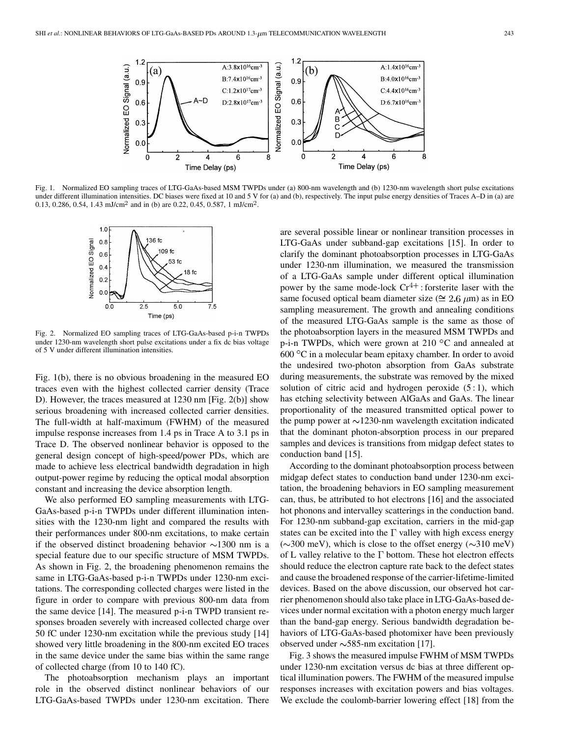Fig. 1. Normalized EO sampling traces of LTG-GaAs-based MSM TWPDs under (a) 800-nm wavelength and (b) 1230-nm wavelength short pulse excitations under different illumination intensities. DC biases were fixed at 10 and 5 V for (a) and (b), respectively. The input pulse energy densities of Traces A–D in (a) are 0.13, 0.286, 0.54, 1.43 mJ/cm$^2$ and in (b) are 0.22, 0.45, 0.587, 1 mJ/cm$^2$.

Fig. 2. Normalized EO sampling traces of LTG-GaAs-based p-i-n TWPDs under 1230-nm wavelength short pulse excitations under a fix dc bias voltage of 5 V under different illumination intensities.

Fig. 1(b), there is no obvious broadening in the measured EO traces even with the highest collected carrier density (Trace D). However, the traces measured at 1230 nm [Fig. 2(b)] show serious broadening with increased collected carrier densities. The full-width at half-maximum (FWHM) of the measured impulse response increases from 1.4 ps in Trace A to 3.1 ps in Trace D. The observed nonlinear behavior is opposed to the general design concept of high-speed/power PDs, which are made to achieve less electrical bandwidth degradation in high output-power regime by reducing the optical modal absorption constant and increasing the device absorption length.

We also performed EO sampling measurements with LTG-GaAs-based p-i-n TWPDs under different illumination intensities with the 1230-nm light and compared the results with their performances under 800-nm excitations, to make certain if the observed distinct broadening behavior ~1300 nm is a special feature due to our specific structure of MSM TWPDs. As shown in Fig. 2, the broadening phenomenon remains the same in LTG-GaAs-based p-i-n TWPDs under 1230-nm excitations. The corresponding collected charges were listed in the figure in order to compare with previous 800-nm data from the same device [14]. The measured p-i-n TWPD transient responses broaden severely with increased collected charge over 50 fC under 1230-nm excitation while the previous study [14] showed very little broadening in the 800-nm excited EO traces in the same device under the same bias within the same range of collected charge (from 10 to 140 fC).

The photoabsorption mechanism plays an important role in the observed distinct nonlinear behaviors of our LTG-GaAs-based TWPDs under 1230-nm excitation. There are several possible linear or nonlinear transition processes in LTG-GaAs under subband-gap excitations [15]. In order to clarify the dominant photoabsorption processes in LTG-GaAs under 1230-nm illumination, we measured the transmission of a LTG-GaAs sample under different optical illumination power by the same mode-lock $Cr^{4+}$ : forsterite laser with the same focused optical beam diameter size ($\cong 2.6$ $\mu$m) as in EO sampling measurement. The growth and annealing conditions of the measured LTG-GaAs sample is the same as those of the photoabsorption layers in the measured MSM TWPDs and p-i-n TWPDs, which were grown at 210 °C and annealed at 600 °C in a molecular beam epitaxy chamber. In order to avoid the undesired two-photon absorption from GaAs substrate during measurements, the substrate was removed by the mixed solution of citric acid and hydrogen peroxide (5 : 1), which has etching selectivity between AlGaAs and GaAs. The linear proportionality of the measured transmitted optical power to the pump power at ~1230-nm wavelength excitation indicated that the dominant photon-absorption process in our prepared samples and devices is transitions from midgap defect states to conduction band [15].

According to the dominant photoabsorption process between midgap defect states to conduction band under 1230-nm excitation, the broadening behaviors in EO sampling measurement can, thus, be attributed to hot electrons [16] and the associated hot phonons and intervalley scatterings in the conduction band. For 1230-nm subband-gap excitation, carriers in the mid-gap states can be excited into the Γ valley with high excess energy (~300 meV), which is close to the offset energy (~310 meV) of L valley relative to the Γ bottom. These hot electron effects should reduce the electron capture rate back to the defect states and cause the broadened response of the carrier-lifetime-limited devices. Based on the above discussion, our observed hot carrier phenomenon should also take place in LTG-GaAs-based devices under normal excitation with a photon energy much larger than the band-gap energy. Serious bandwidth degradation behaviors of LTG-GaAs-based photomixer have been previously observed under ~585-nm excitation [17].

Fig. 3 shows the measured impulse FWHM of MSM TWPDs under 1230-nm excitation versus dc bias at three different optical illumination powers. The FWHM of the measured impulse responses increases with excitation powers and bias voltages. We exclude the coulomb-barrier lowering effect [18] from the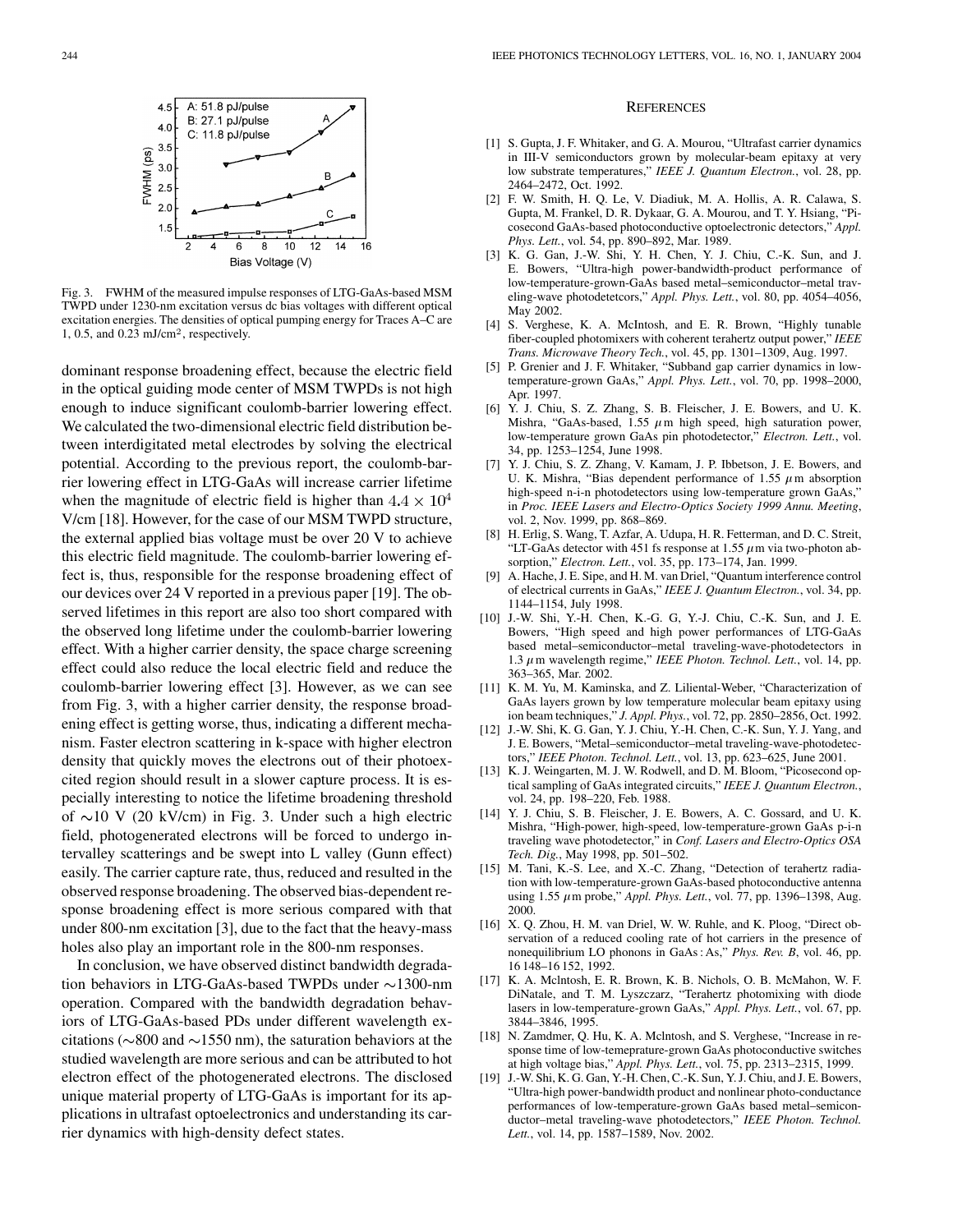A: 51.8 pJ/pulse
B: 27.1 pJ/pulse
C: 11.8 pJ/pulse

FWHM (ps)

Bias Voltage (V)

Fig. 3. FWHM of the measured impulse responses of LTG-GaAs-based MSM TWPD under 1230-nm excitation versus dc bias voltages with different optical excitation energies. The densities of optical pumping energy for Traces A–C are 1, 0.5, and 0.23 mJ/cm$^2$, respectively.

dominant response broadening effect, because the electric field in the optical guiding mode center of MSM TWPDs is not high enough to induce significant coulomb-barrier lowering effect. We calculated the two-dimensional electric field distribution between interdigitated metal electrodes by solving the electrical potential. According to the previous report, the coulomb-barrier lowering effect in LTG-GaAs will increase carrier lifetime when the magnitude of electric field is higher than $4.4 \times 10^4$ V/cm [18]. However, for the case of our MSM TWPD structure, the external applied bias voltage must be over 20 V to achieve this electric field magnitude. The coulomb-barrier lowering effect is, thus, responsible for the response broadening effect of our devices over 24 V reported in a previous paper [19]. The observed lifetimes in this report are also too short compared with the observed long lifetime under the coulomb-barrier lowering effect. With a higher carrier density, the space charge screening effect could also reduce the local electric field and reduce the coulomb-barrier lowering effect [3]. However, as we can see from Fig. 3, with a higher carrier density, the response broadening effect is getting worse, thus, indicating a different mechanism. Faster electron scattering in k-space with higher electron density that quickly moves the electrons out of their photoexcited region should result in a slower capture process. It is especially interesting to notice the lifetime broadening threshold of ~10 V (20 kV/cm) in Fig. 3. Under such a high electric field, photogenerated electrons will be forced to undergo intervalley scatterings and be swept into L valley (Gunn effect) easily. The carrier capture rate, thus, reduced and resulted in the observed response broadening. The observed bias-dependent response broadening effect is more serious compared with that under 800-nm excitation [3], due to the fact that the heavy-mass holes also play an important role in the 800-nm responses.

In conclusion, we have observed distinct bandwidth degradation behaviors in LTG-GaAs-based TWPDs under ~1300-nm operation. Compared with the bandwidth degradation behaviors of LTG-GaAs-based PDs under different wavelength excitations (~800 and ~1550 nm), the saturation behaviors at the studied wavelength are more serious and can be attributed to hot electron effect of the photogenerated electrons. The disclosed unique material property of LTG-GaAs is important for its applications in ultrafast optoelectronics and understanding its carrier dynamics with high-density defect states.

## References

[1] S. Gupta, J. F. Whitaker, and G. A. Mourou, "Ultrafast carrier dynamics in III-V semiconductors grown by molecular-beam epitaxy at very low substrate temperatures," *IEEE J. Quantum Electron.*, vol. 28, pp. 2464–2472, Oct. 1992.

[2] F. W. Smith, H. Q. Le, V. Diadiuk, M. A. Hollis, A. R. Calawa, S. Gupta, M. Frankel, D. R. Dykaar, G. A. Mourou, and T. Y. Hsiang, "Picosecond GaAs-based photoconductive optoelectronic detectors," *Appl. Phys. Lett.*, vol. 54, pp. 890–892, Mar. 1989.

[3] K. G. Gan, J.-W. Shi, Y. H. Chen, Y. J. Chiu, C.-K. Sun, and J. E. Bowers, "Ultra-high power-bandwidth-product performance of low-temperature-grown-GaAs based metal–semiconductor–metal traveling-wave photodetetcors," *Appl. Phys. Lett.*, vol. 80, pp. 4054–4056, May 2002.

[4] S. Verghese, K. A. McIntosh, and E. R. Brown, "Highly tunable fiber-coupled photomixers with coherent terahertz output power," *IEEE Trans. Microwave Theory Tech.*, vol. 45, pp. 1301–1309, Aug. 1997.

[5] P. Grenier and J. F. Whitaker, "Subband gap carrier dynamics in low-temperature-grown GaAs," *Appl. Phys. Lett.*, vol. 70, pp. 1998–2000, Apr. 1997.

[6] Y. J. Chiu, S. Z. Zhang, S. B. Fleischer, J. E. Bowers, and U. K. Mishra, "GaAs-based, 1.55 $\mu$m high speed, high saturation power, low-temperature grown GaAs pin photodetector," *Electron. Lett.*, vol. 34, pp. 1253–1254, June 1998.

[7] Y. J. Chiu, S. Z. Zhang, V. Kamam, J. P. Ibbetson, J. E. Bowers, and U. K. Mishra, "Bias dependent performance of 1.55 $\mu$m absorption high-speed n-i-n photodetectors using low-temperature grown GaAs," in *Proc. IEEE Lasers and Electro-Optics Society 1999 Annu. Meeting*, vol. 2, Nov. 1999, pp. 868–869.

[8] H. Erlig, S. Wang, T. Azfar, A. Udupa, H. R. Fetterman, and D. C. Streit, "LT-GaAs detector with 451 fs response at 1.55 $\mu$m via two-photon absorption," *Electron. Lett.*, vol. 35, pp. 173–174, Jan. 1999.

[9] A. Hache, J. E. Sipe, and H. M. van Driel, "Quantum interference control of electrical currents in GaAs," *IEEE J. Quantum Electron.*, vol. 34, pp. 1144–1154, July 1998.

[10] J.-W. Shi, Y.-H. Chen, K.-G. G, Y.-J. Chiu, C.-K. Sun, and J. E. Bowers, "High speed and high power performances of LTG-GaAs based metal–semiconductor–metal traveling-wave-photodetectors in 1.3 $\mu$m wavelength regime," *IEEE Photon. Technol. Lett.*, vol. 14, pp. 363–365, Mar. 2002.

[11] K. M. Yu, M. Kaminska, and Z. Liliental-Weber, "Characterization of GaAs layers grown by low temperature molecular beam epitaxy using ion beam techniques," *J. Appl. Phys.*, vol. 72, pp. 2850–2856, Oct. 1992.

[12] J.-W. Shi, K. G. Gan, Y. J. Chiu, Y.-H. Chen, C.-K. Sun, Y. J. Yang, and J. E. Bowers, "Metal–semiconductor–metal traveling-wave-photodetectors," *IEEE Photon. Technol. Lett.*, vol. 13, pp. 623–625, June 2001.

[13] K. J. Weingarten, M. J. W. Rodwell, and D. M. Bloom, "Picosecond optical sampling of GaAs integrated circuits," *IEEE J. Quantum Electron.*, vol. 24, pp. 198–220, Feb. 1988.

[14] Y. J. Chiu, S. B. Fleischer, J. E. Bowers, A. C. Gossard, and U. K. Mishra, "High-power, high-speed, low-temperature-grown GaAs p-i-n traveling wave photodetector," in *Conf. Lasers and Electro-Optics OSA Tech. Dig.*, May 1998, pp. 501–502.

[15] M. Tani, K.-S. Lee, and X.-C. Zhang, "Detection of terahertz radiation with low-temperature-grown GaAs-based photoconductive antenna using 1.55 $\mu$m probe," *Appl. Phys. Lett.*, vol. 77, pp. 1396–1398, Aug. 2000.

[16] X. Q. Zhou, H. M. van Driel, W. W. Ruhle, and K. Ploog, "Direct observation of a reduced cooling rate of hot carriers in the presence of nonequilibrium LO phonons in GaAs : As," *Phys. Rev. B*, vol. 46, pp. 16 148–16 152, 1992.

[17] K. A. McIntosh, E. R. Brown, K. B. Nichols, O. B. McMahon, W. F. DiNatale, and T. M. Lyszczarz, "Terahertz photomixing with diode lasers in low-temperature-grown GaAs," *Appl. Phys. Lett.*, vol. 67, pp. 3844–3846, 1995.

[18] N. Zamdmer, Q. Hu, K. A. McIntosh, and S. Verghese, "Increase in response time of low-temeprature-grown GaAs photoconductive switches at high voltage bias," *Appl. Phys. Lett.*, vol. 75, pp. 2313–2315, 1999.

[19] J.-W. Shi, K. G. Gan, Y.-H. Chen, C.-K. Sun, Y. J. Chiu, and J. E. Bowers, "Ultra-high power-bandwidth product and nonlinear photo-conductance performances of low-temperature-grown GaAs based metal–semiconductor–metal traveling-wave photodetectors," *IEEE Photon. Technol. Lett.*, vol. 14, pp. 1587–1589, Nov. 2002.